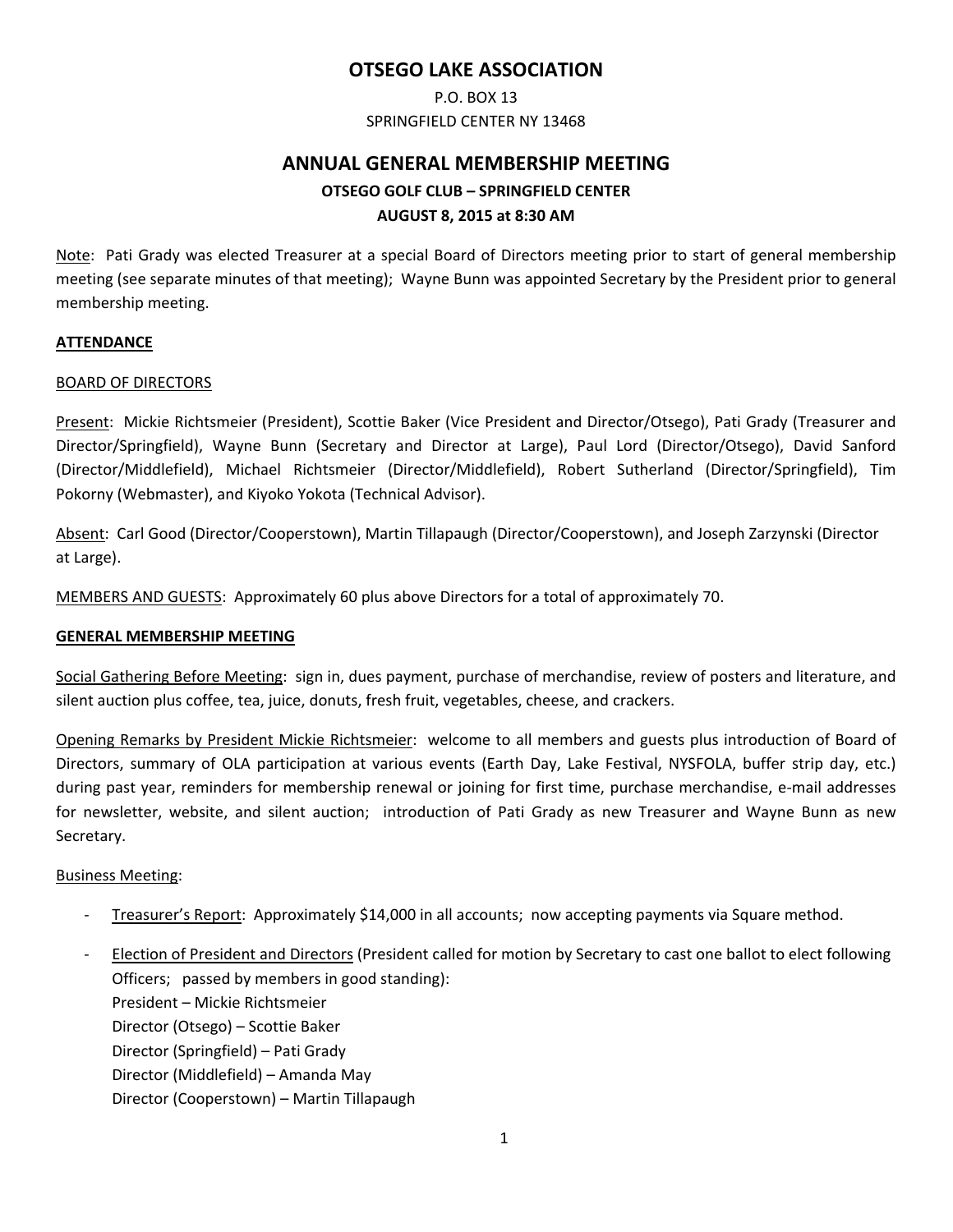# OTSEGO LAKE ASSOCIATION

P.O. BOX 13
SPRINGFIELD CENTER NY 13468

## ANNUAL GENERAL MEMBERSHIP MEETING

**OTSEGO GOLF CLUB – SPRINGFIELD CENTER**
**AUGUST 8, 2015 at 8:30 AM**

Note: Pati Grady was elected Treasurer at a special Board of Directors meeting prior to start of general membership meeting (see separate minutes of that meeting); Wayne Bunn was appointed Secretary by the President prior to general membership meeting.

### ATTENDANCE

BOARD OF DIRECTORS

Present: Mickie Richtsmeier (President), Scottie Baker (Vice President and Director/Otsego), Pati Grady (Treasurer and Director/Springfield), Wayne Bunn (Secretary and Director at Large), Paul Lord (Director/Otsego), David Sanford (Director/Middlefield), Michael Richtsmeier (Director/Middlefield), Robert Sutherland (Director/Springfield), Tim Pokorny (Webmaster), and Kiyoko Yokota (Technical Advisor).

Absent: Carl Good (Director/Cooperstown), Martin Tillapaugh (Director/Cooperstown), and Joseph Zarzynski (Director at Large).

MEMBERS AND GUESTS: Approximately 60 plus above Directors for a total of approximately 70.

### GENERAL MEMBERSHIP MEETING

Social Gathering Before Meeting: sign in, dues payment, purchase of merchandise, review of posters and literature, and silent auction plus coffee, tea, juice, donuts, fresh fruit, vegetables, cheese, and crackers.

Opening Remarks by President Mickie Richtsmeier: welcome to all members and guests plus introduction of Board of Directors, summary of OLA participation at various events (Earth Day, Lake Festival, NYSFOLA, buffer strip day, etc.) during past year, reminders for membership renewal or joining for first time, purchase merchandise, e-mail addresses for newsletter, website, and silent auction; introduction of Pati Grady as new Treasurer and Wayne Bunn as new Secretary.

Business Meeting:

- Treasurer's Report: Approximately $14,000 in all accounts; now accepting payments via Square method.
- Election of President and Directors (President called for motion by Secretary to cast one ballot to elect following Officers; passed by members in good standing):
  President – Mickie Richtsmeier
  Director (Otsego) – Scottie Baker
  Director (Springfield) – Pati Grady
  Director (Middlefield) – Amanda May
  Director (Cooperstown) – Martin Tillapaugh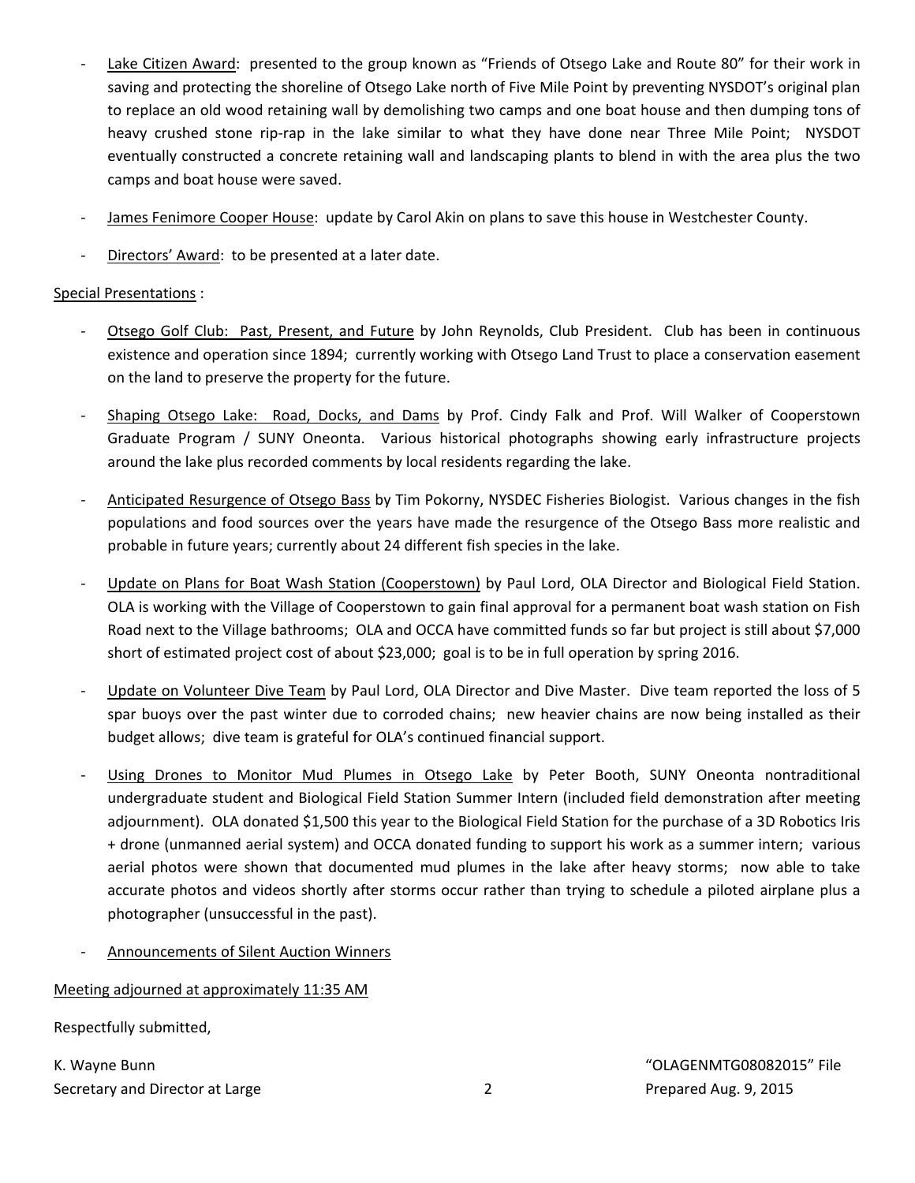- Lake Citizen Award: presented to the group known as "Friends of Otsego Lake and Route 80" for their work in saving and protecting the shoreline of Otsego Lake north of Five Mile Point by preventing NYSDOT's original plan to replace an old wood retaining wall by demolishing two camps and one boat house and then dumping tons of heavy crushed stone rip-rap in the lake similar to what they have done near Three Mile Point; NYSDOT eventually constructed a concrete retaining wall and landscaping plants to blend in with the area plus the two camps and boat house were saved.
- James Fenimore Cooper House: update by Carol Akin on plans to save this house in Westchester County.
- Directors' Award: to be presented at a later date.

Special Presentations :

- Otsego Golf Club: Past, Present, and Future by John Reynolds, Club President. Club has been in continuous existence and operation since 1894; currently working with Otsego Land Trust to place a conservation easement on the land to preserve the property for the future.
- Shaping Otsego Lake: Road, Docks, and Dams by Prof. Cindy Falk and Prof. Will Walker of Cooperstown Graduate Program / SUNY Oneonta. Various historical photographs showing early infrastructure projects around the lake plus recorded comments by local residents regarding the lake.
- Anticipated Resurgence of Otsego Bass by Tim Pokorny, NYSDEC Fisheries Biologist. Various changes in the fish populations and food sources over the years have made the resurgence of the Otsego Bass more realistic and probable in future years; currently about 24 different fish species in the lake.
- Update on Plans for Boat Wash Station (Cooperstown) by Paul Lord, OLA Director and Biological Field Station. OLA is working with the Village of Cooperstown to gain final approval for a permanent boat wash station on Fish Road next to the Village bathrooms; OLA and OCCA have committed funds so far but project is still about $7,000 short of estimated project cost of about $23,000; goal is to be in full operation by spring 2016.
- Update on Volunteer Dive Team by Paul Lord, OLA Director and Dive Master. Dive team reported the loss of 5 spar buoys over the past winter due to corroded chains; new heavier chains are now being installed as their budget allows; dive team is grateful for OLA's continued financial support.
- Using Drones to Monitor Mud Plumes in Otsego Lake by Peter Booth, SUNY Oneonta nontraditional undergraduate student and Biological Field Station Summer Intern (included field demonstration after meeting adjournment). OLA donated $1,500 this year to the Biological Field Station for the purchase of a 3D Robotics Iris + drone (unmanned aerial system) and OCCA donated funding to support his work as a summer intern; various aerial photos were shown that documented mud plumes in the lake after heavy storms; now able to take accurate photos and videos shortly after storms occur rather than trying to schedule a piloted airplane plus a photographer (unsuccessful in the past).
- Announcements of Silent Auction Winners

Meeting adjourned at approximately 11:35 AM

Respectfully submitted,

K. Wayne Bunn
Secretary and Director at Large

"OLAGENMTG08082015" File
Prepared Aug. 9, 2015